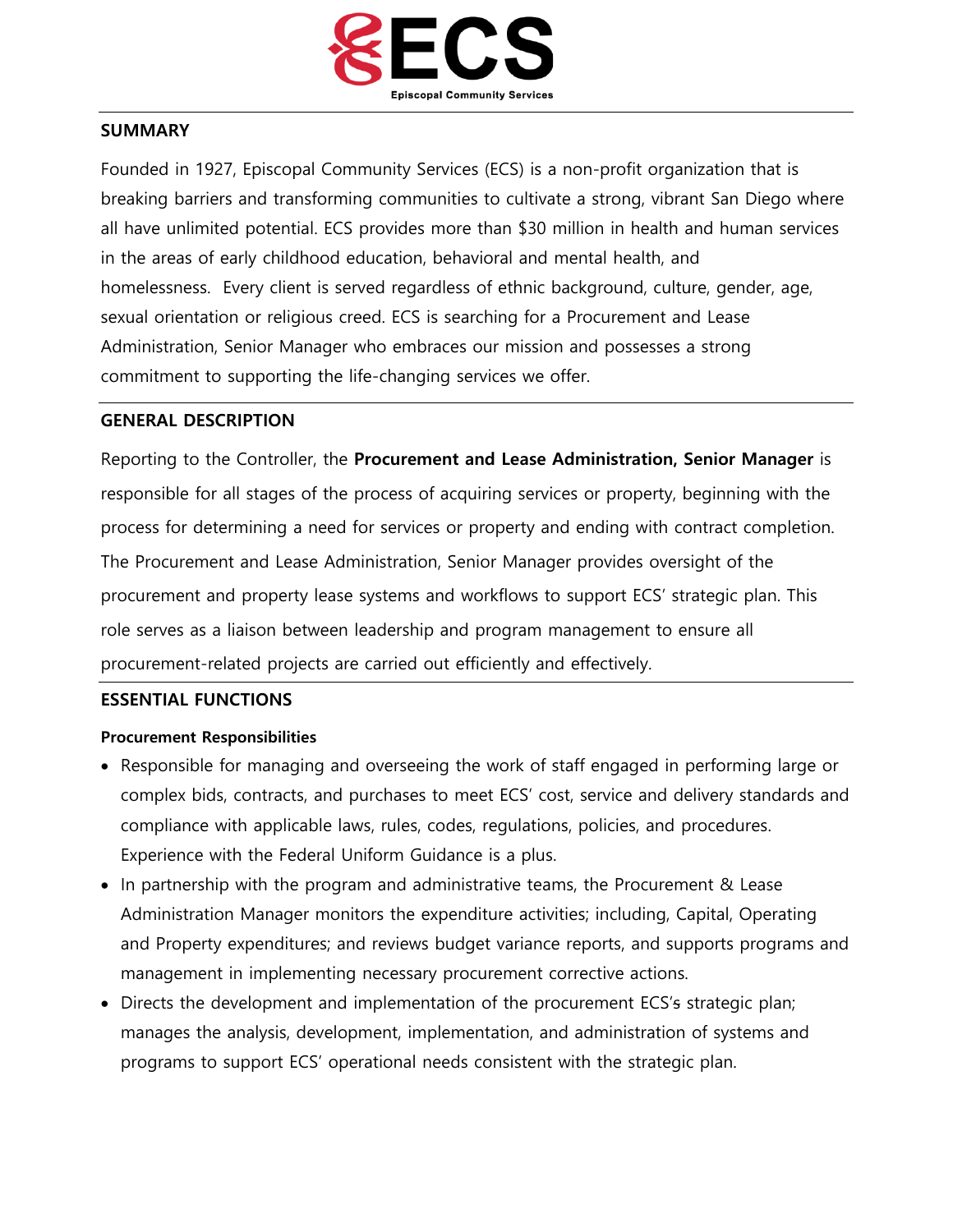ECS

Episcopal Community Services

## SUMMARY

Founded in 1927, Episcopal Community Services (ECS) is a non-profit organization that is breaking barriers and transforming communities to cultivate a strong, vibrant San Diego where all have unlimited potential. ECS provides more than $30 million in health and human services in the areas of early childhood education, behavioral and mental health, and homelessness. Every client is served regardless of ethnic background, culture, gender, age, sexual orientation or religious creed. ECS is searching for a Procurement and Lease Administration, Senior Manager who embraces our mission and possesses a strong commitment to supporting the life-changing services we offer.

## GENERAL DESCRIPTION

Reporting to the Controller, the **Procurement and Lease Administration, Senior Manager** is responsible for all stages of the process of acquiring services or property, beginning with the process for determining a need for services or property and ending with contract completion. The Procurement and Lease Administration, Senior Manager provides oversight of the procurement and property lease systems and workflows to support ECS' strategic plan. This role serves as a liaison between leadership and program management to ensure all procurement-related projects are carried out efficiently and effectively.

## ESSENTIAL FUNCTIONS

### Procurement Responsibilities

- Responsible for managing and overseeing the work of staff engaged in performing large or complex bids, contracts, and purchases to meet ECS' cost, service and delivery standards and compliance with applicable laws, rules, codes, regulations, policies, and procedures. Experience with the Federal Uniform Guidance is a plus.
- In partnership with the program and administrative teams, the Procurement & Lease Administration Manager monitors the expenditure activities; including, Capital, Operating and Property expenditures; and reviews budget variance reports, and supports programs and management in implementing necessary procurement corrective actions.
- Directs the development and implementation of the procurement ECS's strategic plan; manages the analysis, development, implementation, and administration of systems and programs to support ECS' operational needs consistent with the strategic plan.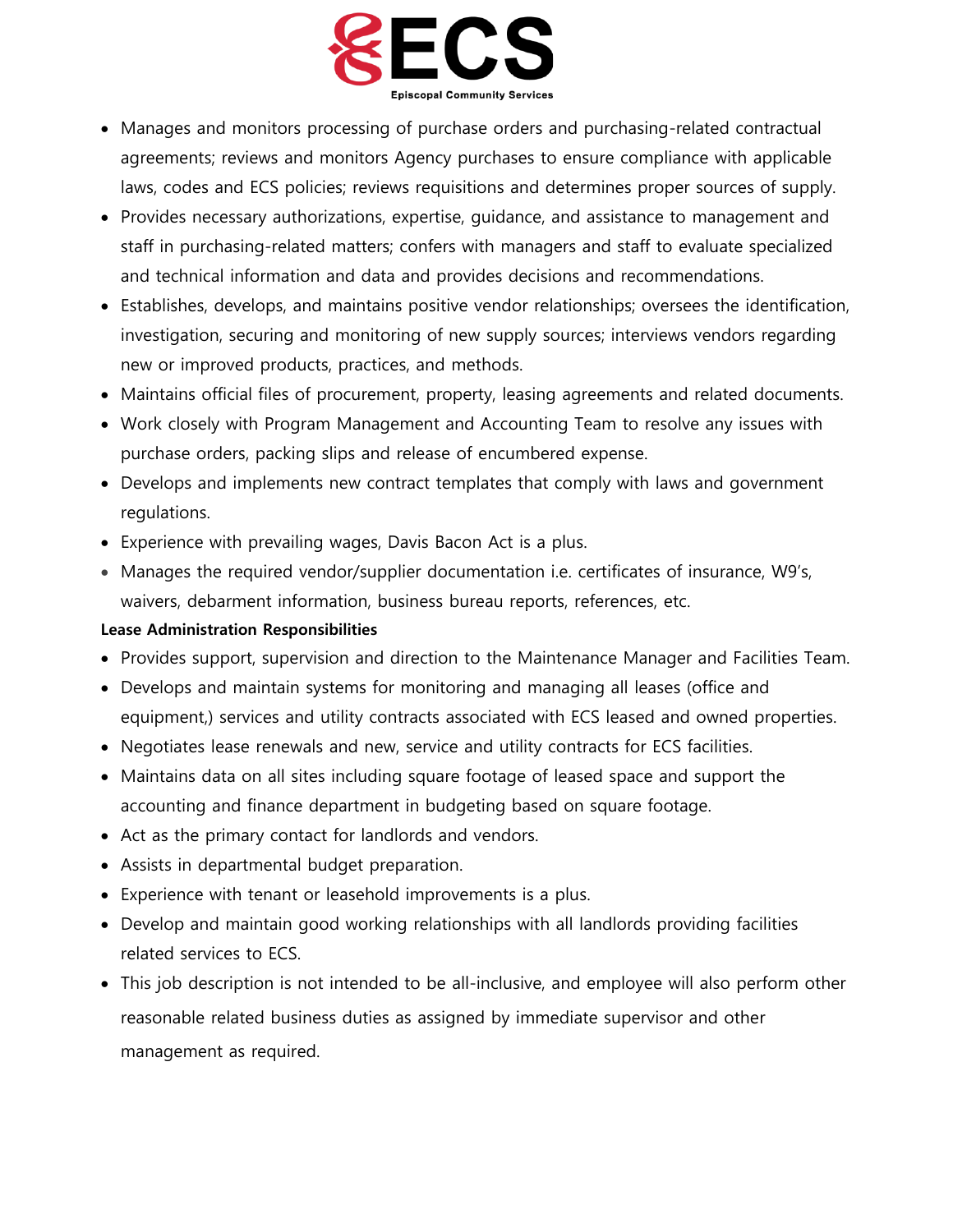- Manages and monitors processing of purchase orders and purchasing-related contractual agreements; reviews and monitors Agency purchases to ensure compliance with applicable laws, codes and ECS policies; reviews requisitions and determines proper sources of supply.
- Provides necessary authorizations, expertise, guidance, and assistance to management and staff in purchasing-related matters; confers with managers and staff to evaluate specialized and technical information and data and provides decisions and recommendations.
- Establishes, develops, and maintains positive vendor relationships; oversees the identification, investigation, securing and monitoring of new supply sources; interviews vendors regarding new or improved products, practices, and methods.
- Maintains official files of procurement, property, leasing agreements and related documents.
- Work closely with Program Management and Accounting Team to resolve any issues with purchase orders, packing slips and release of encumbered expense.
- Develops and implements new contract templates that comply with laws and government regulations.
- Experience with prevailing wages, Davis Bacon Act is a plus.
- Manages the required vendor/supplier documentation i.e. certificates of insurance, W9's, waivers, debarment information, business bureau reports, references, etc.

**Lease Administration Responsibilities**

- Provides support, supervision and direction to the Maintenance Manager and Facilities Team.
- Develops and maintain systems for monitoring and managing all leases (office and equipment,) services and utility contracts associated with ECS leased and owned properties.
- Negotiates lease renewals and new, service and utility contracts for ECS facilities.
- Maintains data on all sites including square footage of leased space and support the accounting and finance department in budgeting based on square footage.
- Act as the primary contact for landlords and vendors.
- Assists in departmental budget preparation.
- Experience with tenant or leasehold improvements is a plus.
- Develop and maintain good working relationships with all landlords providing facilities related services to ECS.
- This job description is not intended to be all-inclusive, and employee will also perform other reasonable related business duties as assigned by immediate supervisor and other management as required.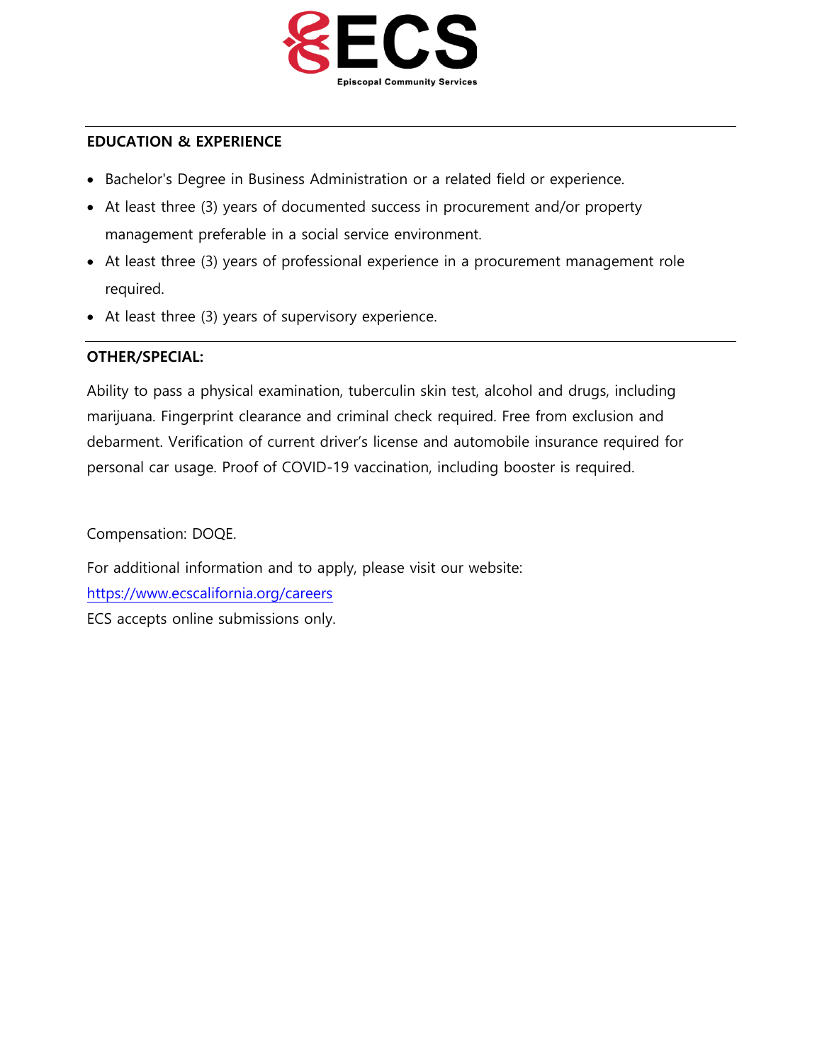## EDUCATION & EXPERIENCE

- Bachelor's Degree in Business Administration or a related field or experience.
- At least three (3) years of documented success in procurement and/or property management preferable in a social service environment.
- At least three (3) years of professional experience in a procurement management role required.
- At least three (3) years of supervisory experience.

## OTHER/SPECIAL:

Ability to pass a physical examination, tuberculin skin test, alcohol and drugs, including marijuana. Fingerprint clearance and criminal check required. Free from exclusion and debarment. Verification of current driver's license and automobile insurance required for personal car usage. Proof of COVID-19 vaccination, including booster is required.

Compensation: DOQE.

For additional information and to apply, please visit our website:
https://www.ecscalifornia.org/careers
ECS accepts online submissions only.